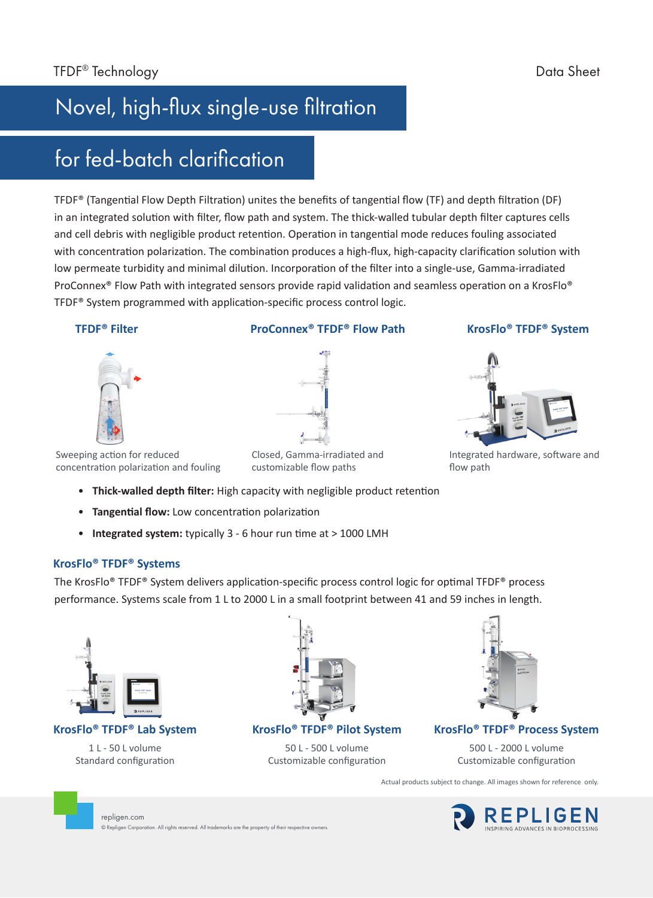TFDF® Technology

Data Sheet

# Novel, high-flux single-use filtration for fed-batch clarification

TFDF® (Tangential Flow Depth Filtration) unites the benefits of tangential flow (TF) and depth filtration (DF) in an integrated solution with filter, flow path and system. The thick-walled tubular depth filter captures cells and cell debris with negligible product retention. Operation in tangential mode reduces fouling associated with concentration polarization. The combination produces a high-flux, high-capacity clarification solution with low permeate turbidity and minimal dilution. Incorporation of the filter into a single-use, Gamma-irradiated ProConnex® Flow Path with integrated sensors provide rapid validation and seamless operation on a KrosFlo® TFDF® System programmed with application-specific process control logic.

**TFDF® Filter**

Sweeping action for reduced concentration polarization and fouling

**ProConnex® TFDF® Flow Path**

Closed, Gamma-irradiated and customizable flow paths

**KrosFlo® TFDF® System**

Integrated hardware, software and flow path

- **Thick-walled depth filter:** High capacity with negligible product retention
- **Tangential flow:** Low concentration polarization
- **Integrated system:** typically 3 - 6 hour run time at > 1000 LMH

## KrosFlo® TFDF® Systems

The KrosFlo® TFDF® System delivers application-specific process control logic for optimal TFDF® process performance. Systems scale from 1 L to 2000 L in a small footprint between 41 and 59 inches in length.

**KrosFlo® TFDF® Lab System**

1 L - 50 L volume
Standard configuration

**KrosFlo® TFDF® Pilot System**

50 L - 500 L volume
Customizable configuration

**KrosFlo® TFDF® Process System**

500 L - 2000 L volume
Customizable configuration

Actual products subject to change. All images shown for reference only.

repligen.com
© Repligen Corporation. All rights reserved. All trademarks are the property of their respective owners.

REPLIGEN
INSPIRING ADVANCES IN BIOPROCESSING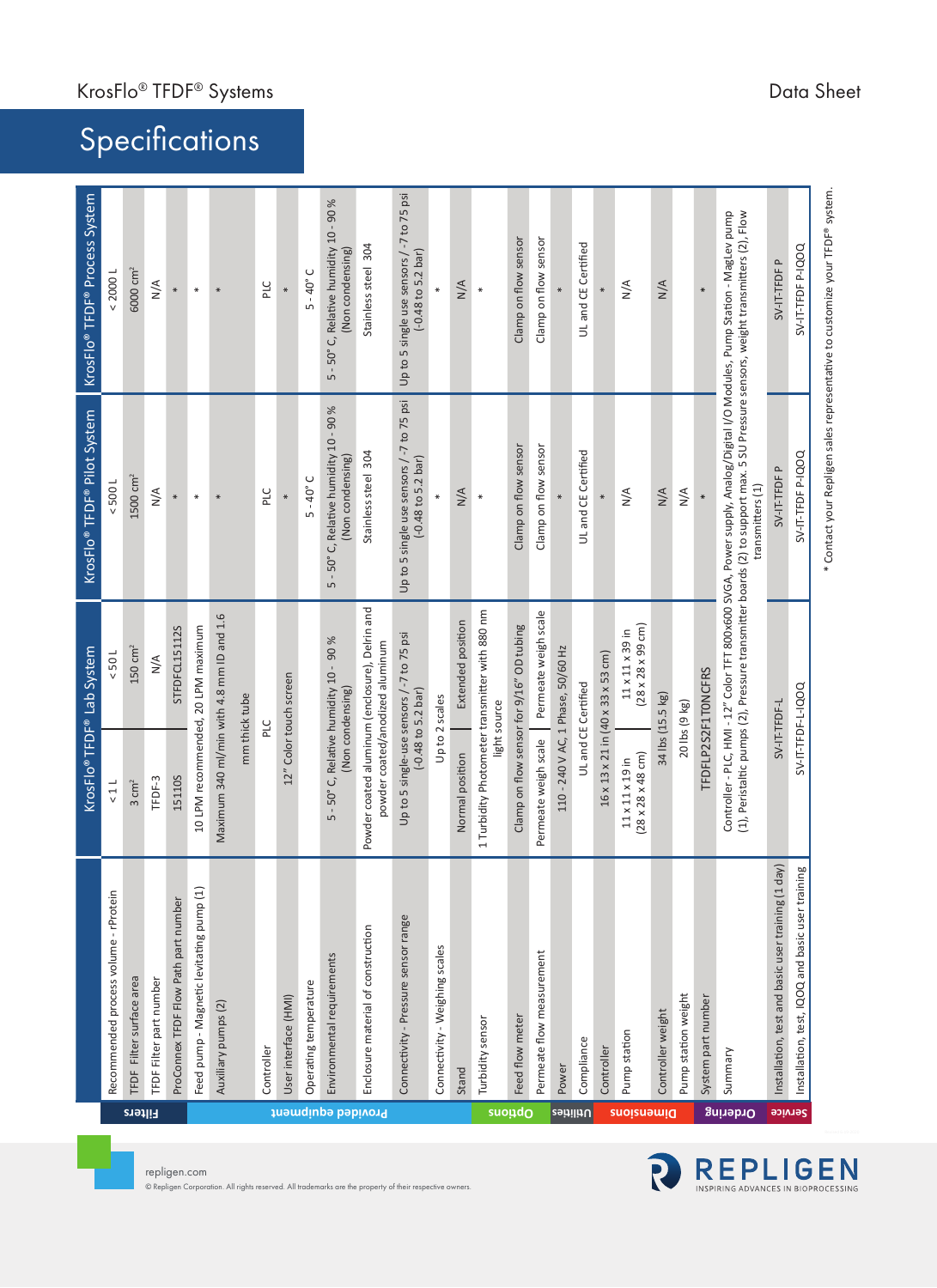## Specifications

| Category | Specification | KrosFlo® TFDF® Lab System | | KrosFlo® TFDF® Pilot System | KrosFlo® TFDF® Process System |
|---|---|---|---|---|---|
| Filters | Recommended process volume - rProtein | < 1 L | < 50 L | < 500 L | < 2000 L |
| Filters | TFDF Filter surface area | 3 cm² | 150 cm² | 1500 cm² | 6000 cm² |
| Filters | TFDF Filter part number | TFDF-3 | N/A | N/A | N/A |
| Provided equipment | ProConnex TFDF Flow Path part number | 15110S | STFDFCL15112S | * | * |
| Provided equipment | Feed pump - Magnetic levitating pump (1) | 10 LPM recommended, 20 LPM maximum | | * | * |
| Provided equipment | Auxiliary pumps (2) | Maximum 340 ml/min with 4.8 mm ID and 1.6 mm thick tube | | * | * |
| Provided equipment | Controller | PLC | | PLC | PLC |
| Provided equipment | User interface (HMI) | 12" Color touch screen | | * | * |
| Provided equipment | Operating temperature | | | 5 - 40° C | 5 - 40° C |
| Provided equipment | Environmental requirements | 5 - 50° C, Relative humidity 10 - 90 % (Non condensing) | | 5 - 50° C, Relative humidity 10 - 90 % (Non condensing) | 5 - 50° C, Relative humidity 10 - 90 % (Non condensing) |
| Provided equipment | Enclosure material of construction | Powder coated aluminum (enclosure), Delrin and powder coated/anodized aluminum | | Stainless steel 304 | Stainless steel 304 |
| Provided equipment | Connectivity - Pressure sensor range | Up to 5 single-use sensors / -7 to 75 psi (-0.48 to 5.2 bar) | | Up to 5 single use sensors / -7 to 75 psi (-0.48 to 5.2 bar) | Up to 5 single use sensors / -7 to 75 psi (-0.48 to 5.2 bar) |
| Provided equipment | Connectivity - Weighing scales | Up to 2 scales | | * | * |
| Provided equipment | Stand | Normal position | Extended position | N/A | N/A |
| Options | Turbidity sensor | 1 Turbidity Photometer transmitter with 880 nm light source | | * | * |
| Options | Feed flow meter | Clamp on flow sensor for 9/16" OD tubing | | Clamp on flow sensor | Clamp on flow sensor |
| Options | Permeate flow measurement | Permeate weigh scale | Permeate weigh scale | Clamp on flow sensor | Clamp on flow sensor |
| Utilities | Power | 110 - 240 V AC, 1 Phase, 50/60 Hz | | * | * |
| Utilities | Compliance | UL and CE Certified | | UL and CE Certified | UL and CE Certified |
| Dimensions | Controller | 16 x 13 x 21 in (40 x 33 x 53 cm) | | * | * |
| Dimensions | Pump station | 11 x 11 x 19 in (28 x 28 x 48 cm) | 11 x 11 x 39 in (28 x 28 x 99 cm) | N/A | N/A |
| Dimensions | Controller weight | 34 lbs (15.5 kg) | | N/A | N/A |
| Dimensions | Pump station weight | 20 lbs (9 kg) | | N/A | |
| Ordering | System part number | TFDFLP2S2F1T0NCFRS | | * | * |
| Ordering | Summary | Controller - PLC, HMI - 12" Color TFT 800x600 SVGA, Power supply, Analog/Digital I/O Modules, Pump Station - MagLev pump (1), Peristaltic pumps (2), Pressure transmitter boards (2) to support max. 5 SU Pressure sensors, weight transmitters (2), Flow transmitters (1) | | | |
| Service | Installation, test and basic user training (1 day) | SV-IT-TFDF-L | | SV-IT-TFDF P | SV-IT-TFDF P |
| Service | Installation, test, IQOQ and basic user training | SV-IT-TFDF-L-IQOQ | | SV-IT-TFDF P-IQOQ | SV-IT-TFDF P-IQOQ |

\* Contact your Repligen sales representative to customize your TFDF® system.

repligen.com

© Repligen Corporation. All rights reserved. All trademarks are the property of their respective owners.